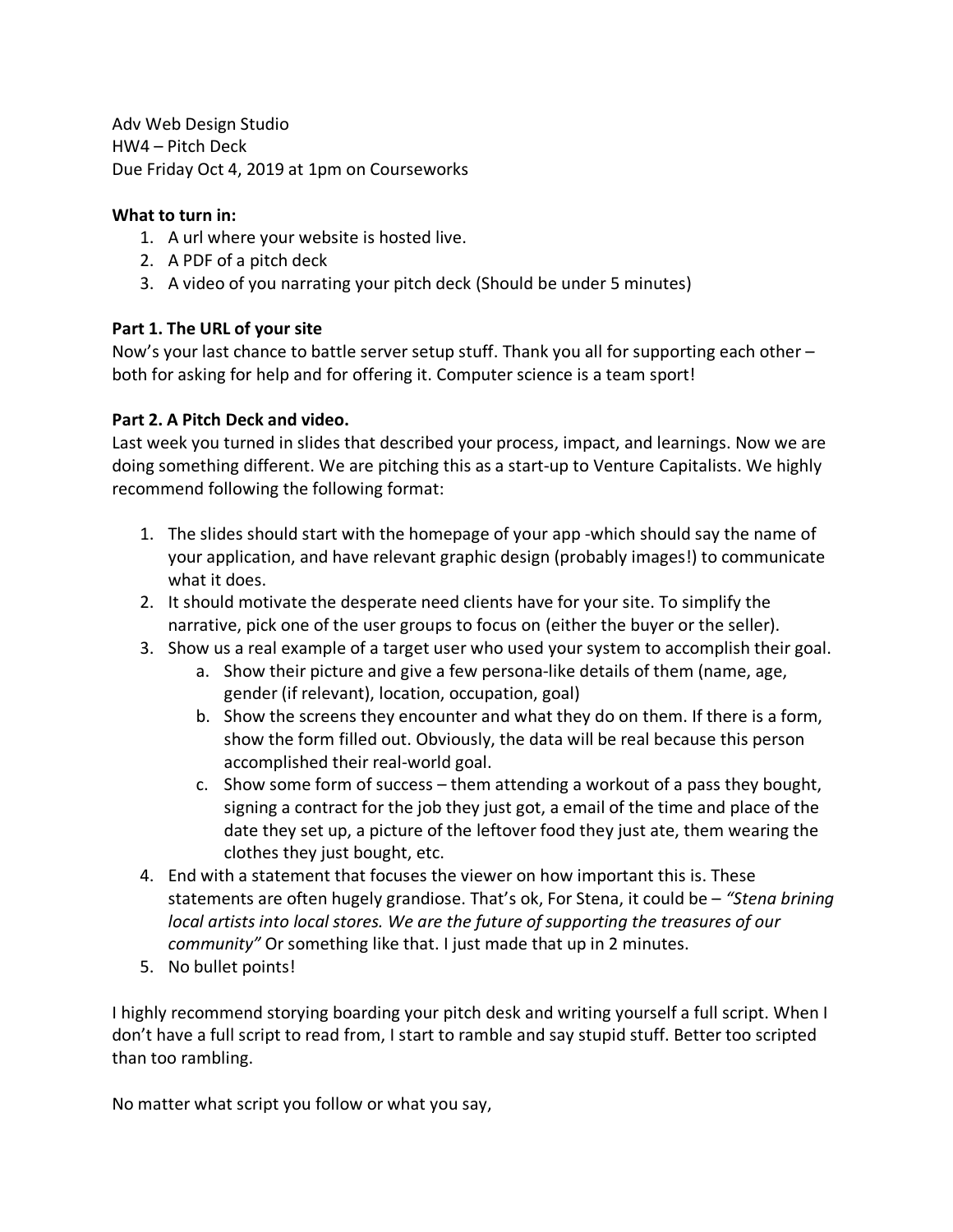Adv Web Design Studio
HW4 – Pitch Deck
Due Friday Oct 4, 2019 at 1pm on Courseworks

**What to turn in:**

1. A url where your website is hosted live.
2. A PDF of a pitch deck
3. A video of you narrating your pitch deck (Should be under 5 minutes)

**Part 1. The URL of your site**

Now's your last chance to battle server setup stuff. Thank you all for supporting each other – both for asking for help and for offering it. Computer science is a team sport!

**Part 2. A Pitch Deck and video.**

Last week you turned in slides that described your process, impact, and learnings. Now we are doing something different. We are pitching this as a start-up to Venture Capitalists. We highly recommend following the following format:

1. The slides should start with the homepage of your app -which should say the name of your application, and have relevant graphic design (probably images!) to communicate what it does.
2. It should motivate the desperate need clients have for your site. To simplify the narrative, pick one of the user groups to focus on (either the buyer or the seller).
3. Show us a real example of a target user who used your system to accomplish their goal.
   a. Show their picture and give a few persona-like details of them (name, age, gender (if relevant), location, occupation, goal)
   b. Show the screens they encounter and what they do on them. If there is a form, show the form filled out. Obviously, the data will be real because this person accomplished their real-world goal.
   c. Show some form of success – them attending a workout of a pass they bought, signing a contract for the job they just got, a email of the time and place of the date they set up, a picture of the leftover food they just ate, them wearing the clothes they just bought, etc.
4. End with a statement that focuses the viewer on how important this is. These statements are often hugely grandiose. That's ok, For Stena, it could be – *"Stena brining local artists into local stores. We are the future of supporting the treasures of our community"* Or something like that. I just made that up in 2 minutes.
5. No bullet points!

I highly recommend storying boarding your pitch desk and writing yourself a full script. When I don't have a full script to read from, I start to ramble and say stupid stuff. Better too scripted than too rambling.

No matter what script you follow or what you say,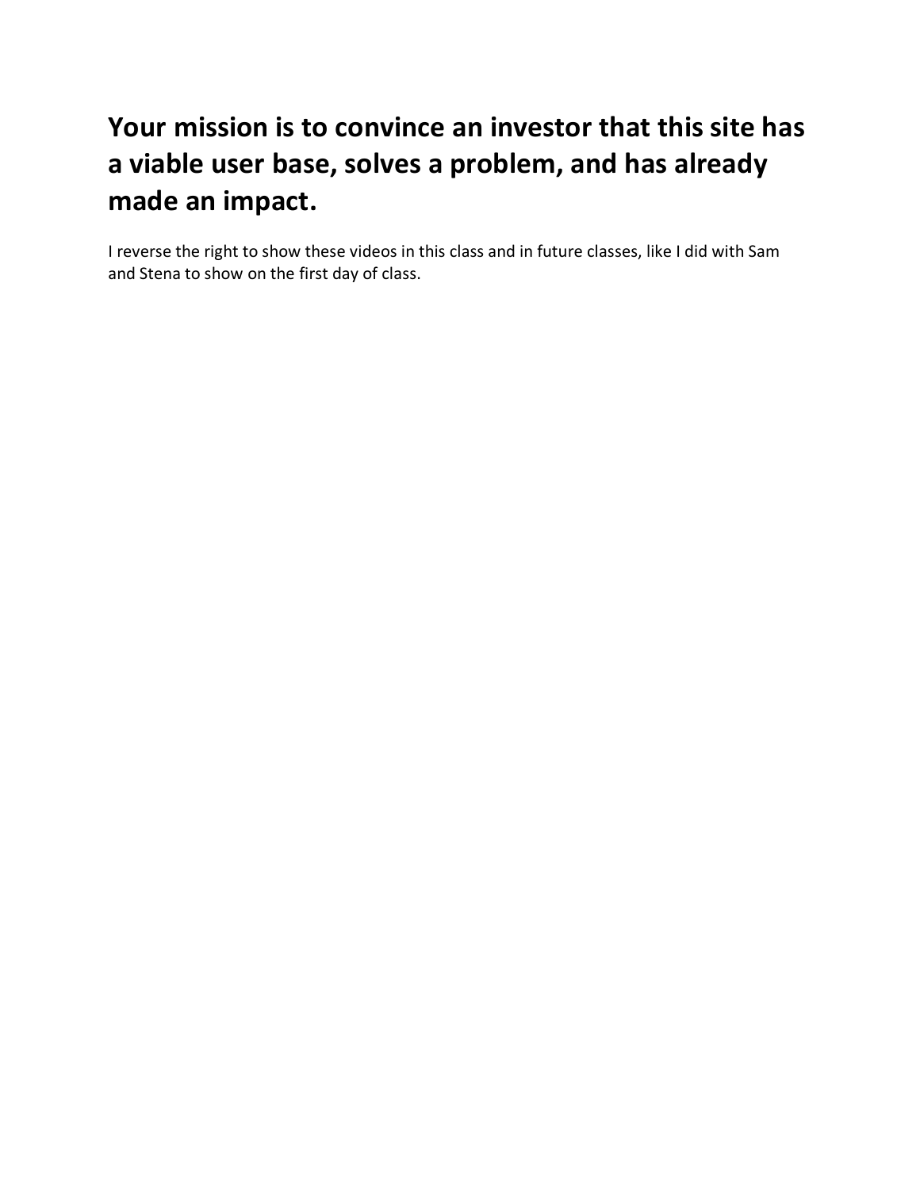## Your mission is to convince an investor that this site has a viable user base, solves a problem, and has already made an impact.

I reverse the right to show these videos in this class and in future classes, like I did with Sam and Stena to show on the first day of class.